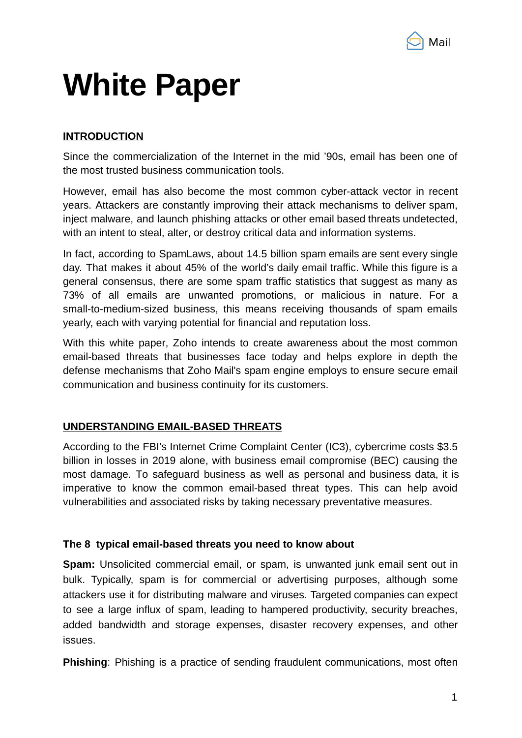# White Paper

## INTRODUCTION

Since the commercialization of the Internet in the mid '90s, email has been one of the most trusted business communication tools.

However, email has also become the most common cyber-attack vector in recent years. Attackers are constantly improving their attack mechanisms to deliver spam, inject malware, and launch phishing attacks or other email based threats undetected, with an intent to steal, alter, or destroy critical data and information systems.

In fact, according to SpamLaws, about 14.5 billion spam emails are sent every single day. That makes it about 45% of the world's daily email traffic. While this figure is a general consensus, there are some spam traffic statistics that suggest as many as 73% of all emails are unwanted promotions, or malicious in nature. For a small-to-medium-sized business, this means receiving thousands of spam emails yearly, each with varying potential for financial and reputation loss.

With this white paper, Zoho intends to create awareness about the most common email-based threats that businesses face today and helps explore in depth the defense mechanisms that Zoho Mail's spam engine employs to ensure secure email communication and business continuity for its customers.

## UNDERSTANDING EMAIL-BASED THREATS

According to the FBI's Internet Crime Complaint Center (IC3), cybercrime costs $3.5 billion in losses in 2019 alone, with business email compromise (BEC) causing the most damage. To safeguard business as well as personal and business data, it is imperative to know the common email-based threat types. This can help avoid vulnerabilities and associated risks by taking necessary preventative measures.

### The 8 typical email-based threats you need to know about

**Spam:** Unsolicited commercial email, or spam, is unwanted junk email sent out in bulk. Typically, spam is for commercial or advertising purposes, although some attackers use it for distributing malware and viruses. Targeted companies can expect to see a large influx of spam, leading to hampered productivity, security breaches, added bandwidth and storage expenses, disaster recovery expenses, and other issues.

**Phishing**: Phishing is a practice of sending fraudulent communications, most often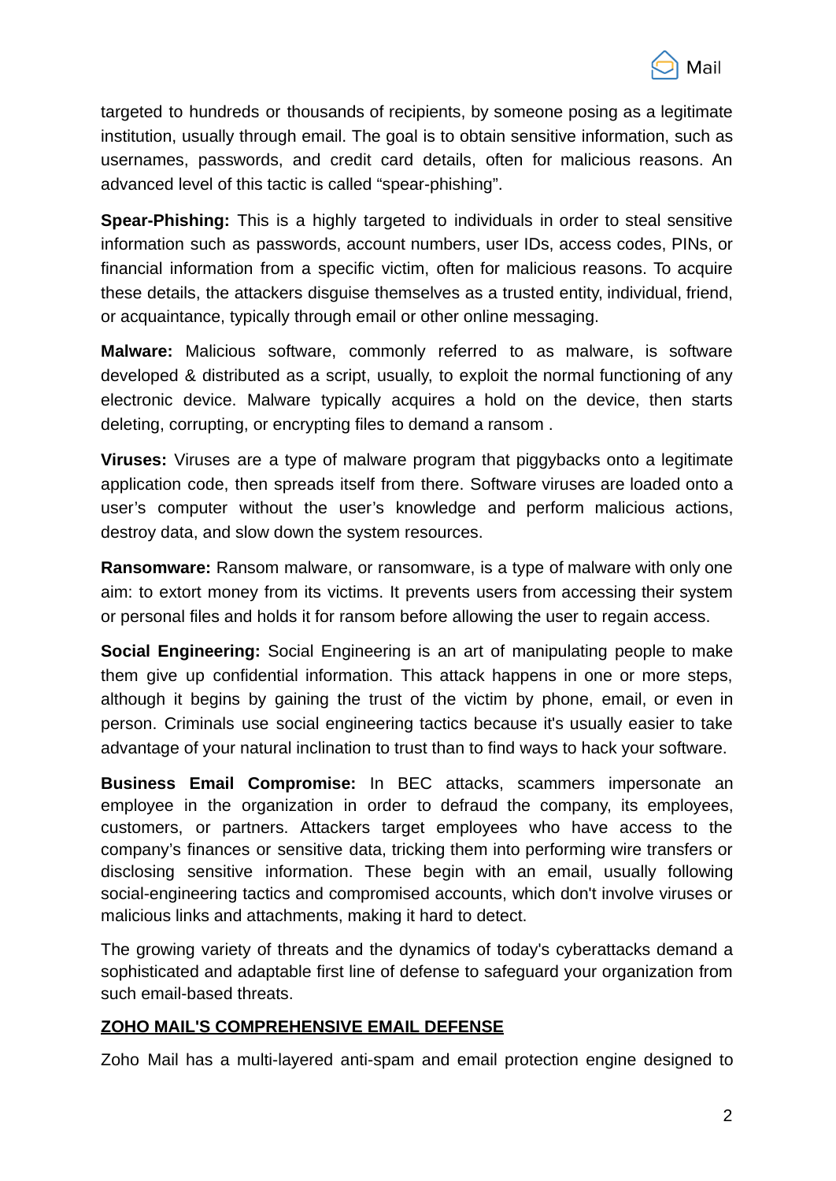targeted to hundreds or thousands of recipients, by someone posing as a legitimate institution, usually through email. The goal is to obtain sensitive information, such as usernames, passwords, and credit card details, often for malicious reasons. An advanced level of this tactic is called “spear-phishing”.

**Spear-Phishing:** This is a highly targeted to individuals in order to steal sensitive information such as passwords, account numbers, user IDs, access codes, PINs, or financial information from a specific victim, often for malicious reasons. To acquire these details, the attackers disguise themselves as a trusted entity, individual, friend, or acquaintance, typically through email or other online messaging.

**Malware:** Malicious software, commonly referred to as malware, is software developed & distributed as a script, usually, to exploit the normal functioning of any electronic device. Malware typically acquires a hold on the device, then starts deleting, corrupting, or encrypting files to demand a ransom .

**Viruses:** Viruses are a type of malware program that piggybacks onto a legitimate application code, then spreads itself from there. Software viruses are loaded onto a user’s computer without the user’s knowledge and perform malicious actions, destroy data, and slow down the system resources.

**Ransomware:** Ransom malware, or ransomware, is a type of malware with only one aim: to extort money from its victims. It prevents users from accessing their system or personal files and holds it for ransom before allowing the user to regain access.

**Social Engineering:** Social Engineering is an art of manipulating people to make them give up confidential information. This attack happens in one or more steps, although it begins by gaining the trust of the victim by phone, email, or even in person. Criminals use social engineering tactics because it's usually easier to take advantage of your natural inclination to trust than to find ways to hack your software.

**Business Email Compromise:** In BEC attacks, scammers impersonate an employee in the organization in order to defraud the company, its employees, customers, or partners. Attackers target employees who have access to the company’s finances or sensitive data, tricking them into performing wire transfers or disclosing sensitive information. These begin with an email, usually following social-engineering tactics and compromised accounts, which don't involve viruses or malicious links and attachments, making it hard to detect.

The growing variety of threats and the dynamics of today's cyberattacks demand a sophisticated and adaptable first line of defense to safeguard your organization from such email-based threats.

## ZOHO MAIL'S COMPREHENSIVE EMAIL DEFENSE

Zoho Mail has a multi-layered anti-spam and email protection engine designed to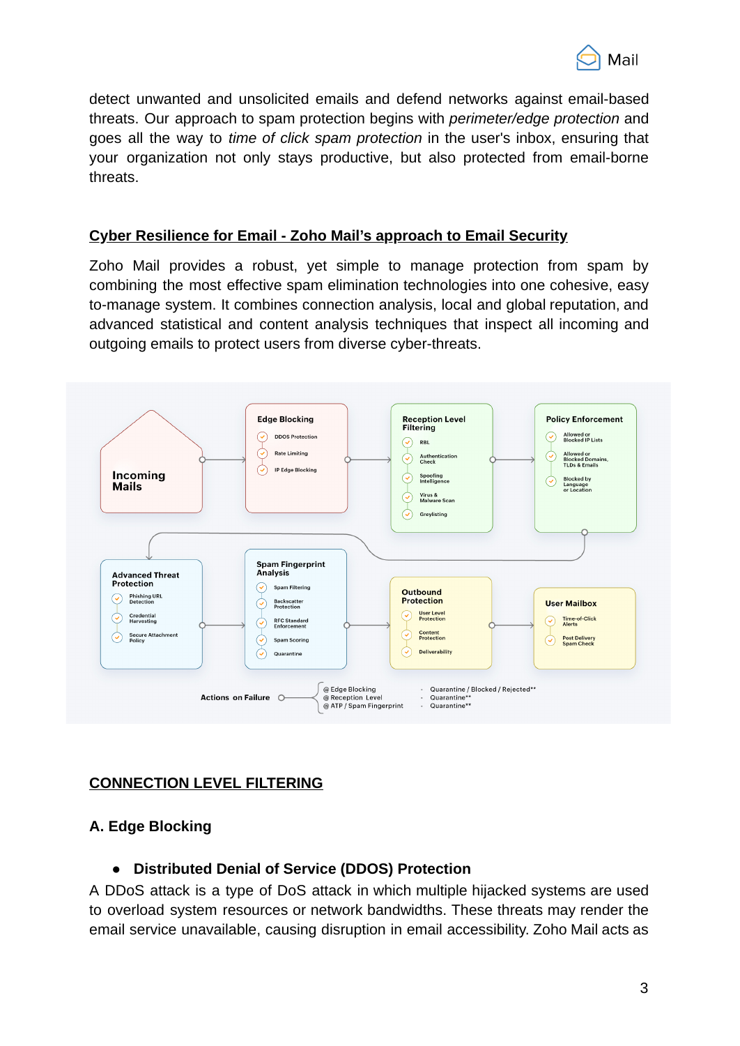detect unwanted and unsolicited emails and defend networks against email-based threats. Our approach to spam protection begins with *perimeter/edge protection* and goes all the way to *time of click spam protection* in the user's inbox, ensuring that your organization not only stays productive, but also protected from email-borne threats.

## Cyber Resilience for Email - Zoho Mail's approach to Email Security

Zoho Mail provides a robust, yet simple to manage protection from spam by combining the most effective spam elimination technologies into one cohesive, easy to-manage system. It combines connection analysis, local and global reputation, and advanced statistical and content analysis techniques that inspect all incoming and outgoing emails to protect users from diverse cyber-threats.

**Incoming Mails**

**Edge Blocking**
- DDOS Protection
- Rate Limiting
- IP Edge Blocking

**Reception Level Filtering**
- RBL
- Authentication Check
- Spoofing Intelligence
- Virus & Malware Scan
- Greylisting

**Policy Enforcement**
- Allowed or Blocked IP Lists
- Allowed or Blocked Domains, TLDs & Emails
- Blocked by Language or Location

**Advanced Threat Protection**
- Phishing URL Detection
- Credential Harvesting
- Secure Attachment Policy

**Spam Fingerprint Analysis**
- Spam Filtering
- Backscatter Protection
- RFC Standard Enforcement
- Spam Scoring
- Quarantine

**Outbound Protection**
- User Level Protection
- Content Protection
- Deliverability

**User Mailbox**
- Time-of-Click Alerts
- Post Delivery Spam Check

**Actions on Failure**
- @ Edge Blocking - Quarantine / Blocked / Rejected**
- @ Reception Level - Quarantine**
- @ ATP / Spam Fingerprint - Quarantine**

## CONNECTION LEVEL FILTERING

### A. Edge Blocking

- **Distributed Denial of Service (DDOS) Protection**

A DDoS attack is a type of DoS attack in which multiple hijacked systems are used to overload system resources or network bandwidths. These threats may render the email service unavailable, causing disruption in email accessibility. Zoho Mail acts as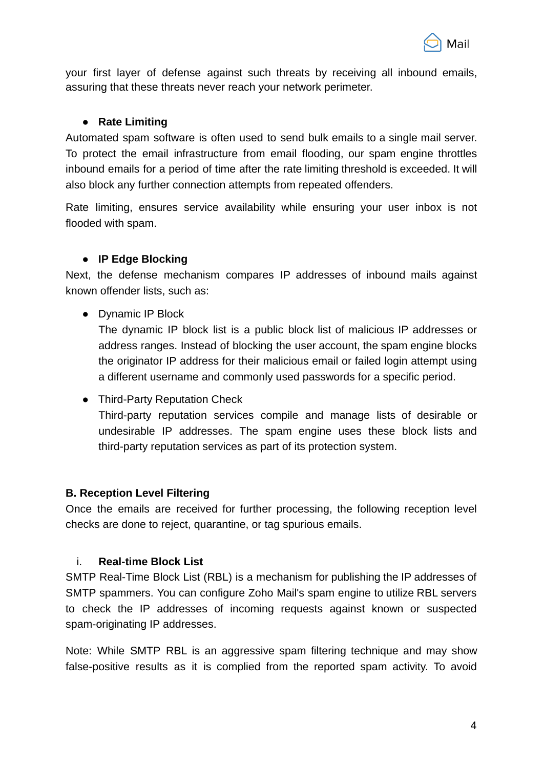your first layer of defense against such threats by receiving all inbound emails, assuring that these threats never reach your network perimeter.

- **Rate Limiting**

Automated spam software is often used to send bulk emails to a single mail server. To protect the email infrastructure from email flooding, our spam engine throttles inbound emails for a period of time after the rate limiting threshold is exceeded. It will also block any further connection attempts from repeated offenders.

Rate limiting, ensures service availability while ensuring your user inbox is not flooded with spam.

- **IP Edge Blocking**

Next, the defense mechanism compares IP addresses of inbound mails against known offender lists, such as:

- Dynamic IP Block
  The dynamic IP block list is a public block list of malicious IP addresses or address ranges. Instead of blocking the user account, the spam engine blocks the originator IP address for their malicious email or failed login attempt using a different username and commonly used passwords for a specific period.

- Third-Party Reputation Check
  Third-party reputation services compile and manage lists of desirable or undesirable IP addresses. The spam engine uses these block lists and third-party reputation services as part of its protection system.

### B. Reception Level Filtering

Once the emails are received for further processing, the following reception level checks are done to reject, quarantine, or tag spurious emails.

#### i. Real-time Block List

SMTP Real-Time Block List (RBL) is a mechanism for publishing the IP addresses of SMTP spammers. You can configure Zoho Mail's spam engine to utilize RBL servers to check the IP addresses of incoming requests against known or suspected spam-originating IP addresses.

Note: While SMTP RBL is an aggressive spam filtering technique and may show false-positive results as it is complied from the reported spam activity. To avoid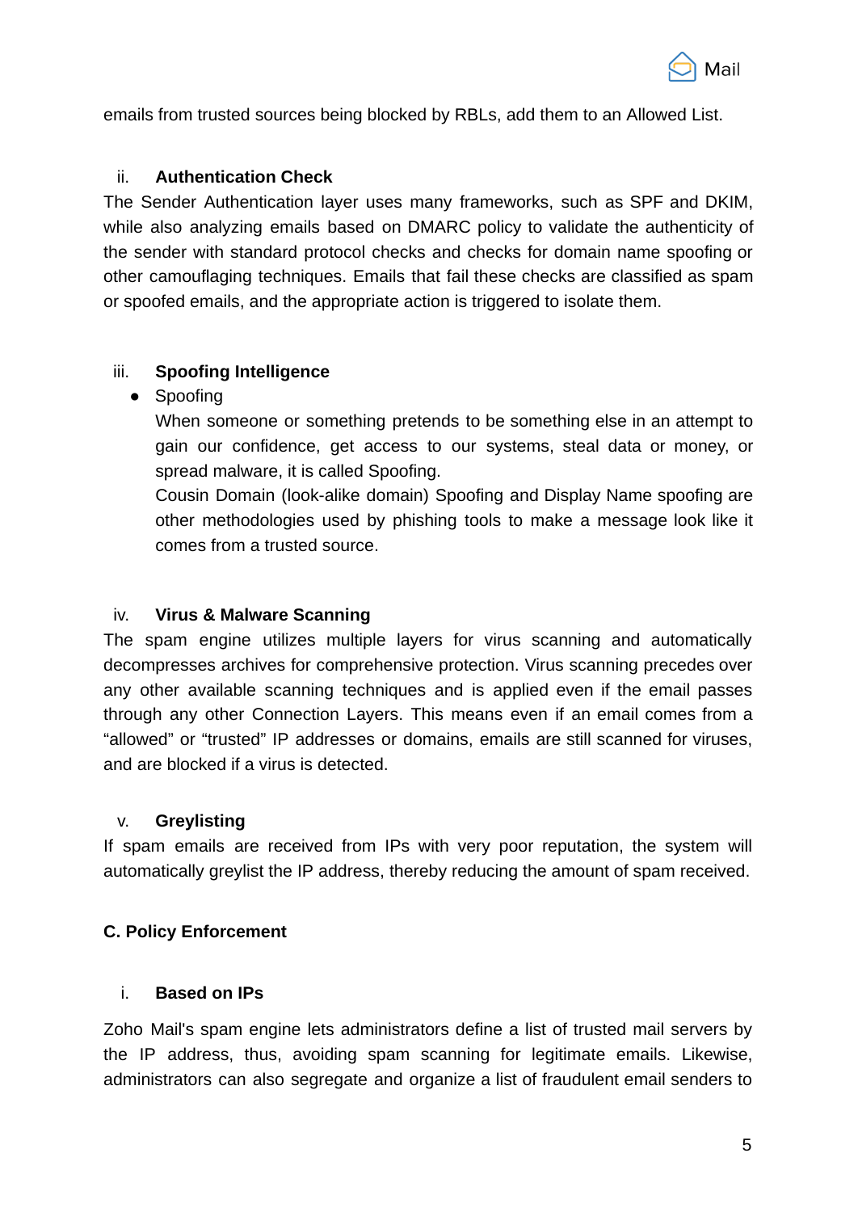emails from trusted sources being blocked by RBLs, add them to an Allowed List.

ii. **Authentication Check**

The Sender Authentication layer uses many frameworks, such as SPF and DKIM, while also analyzing emails based on DMARC policy to validate the authenticity of the sender with standard protocol checks and checks for domain name spoofing or other camouflaging techniques. Emails that fail these checks are classified as spam or spoofed emails, and the appropriate action is triggered to isolate them.

iii. **Spoofing Intelligence**

- Spoofing

  When someone or something pretends to be something else in an attempt to gain our confidence, get access to our systems, steal data or money, or spread malware, it is called Spoofing.

  Cousin Domain (look-alike domain) Spoofing and Display Name spoofing are other methodologies used by phishing tools to make a message look like it comes from a trusted source.

iv. **Virus & Malware Scanning**

The spam engine utilizes multiple layers for virus scanning and automatically decompresses archives for comprehensive protection. Virus scanning precedes over any other available scanning techniques and is applied even if the email passes through any other Connection Layers. This means even if an email comes from a "allowed" or "trusted" IP addresses or domains, emails are still scanned for viruses, and are blocked if a virus is detected.

v. **Greylisting**

If spam emails are received from IPs with very poor reputation, the system will automatically greylist the IP address, thereby reducing the amount of spam received.

**C. Policy Enforcement**

i. **Based on IPs**

Zoho Mail's spam engine lets administrators define a list of trusted mail servers by the IP address, thus, avoiding spam scanning for legitimate emails. Likewise, administrators can also segregate and organize a list of fraudulent email senders to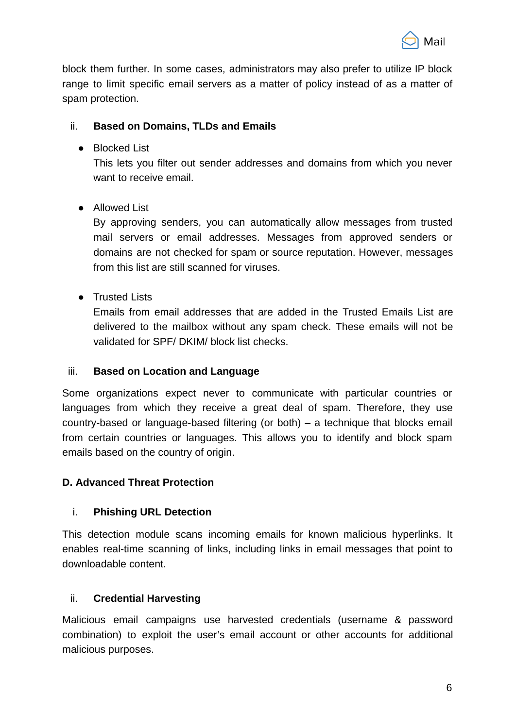block them further. In some cases, administrators may also prefer to utilize IP block range to limit specific email servers as a matter of policy instead of as a matter of spam protection.

ii. **Based on Domains, TLDs and Emails**

- Blocked List
  This lets you filter out sender addresses and domains from which you never want to receive email.

- Allowed List
  By approving senders, you can automatically allow messages from trusted mail servers or email addresses. Messages from approved senders or domains are not checked for spam or source reputation. However, messages from this list are still scanned for viruses.

- Trusted Lists
  Emails from email addresses that are added in the Trusted Emails List are delivered to the mailbox without any spam check. These emails will not be validated for SPF/ DKIM/ block list checks.

iii. **Based on Location and Language**

Some organizations expect never to communicate with particular countries or languages from which they receive a great deal of spam. Therefore, they use country-based or language-based filtering (or both) – a technique that blocks email from certain countries or languages. This allows you to identify and block spam emails based on the country of origin.

**D. Advanced Threat Protection**

i. **Phishing URL Detection**

This detection module scans incoming emails for known malicious hyperlinks. It enables real-time scanning of links, including links in email messages that point to downloadable content.

ii. **Credential Harvesting**

Malicious email campaigns use harvested credentials (username & password combination) to exploit the user's email account or other accounts for additional malicious purposes.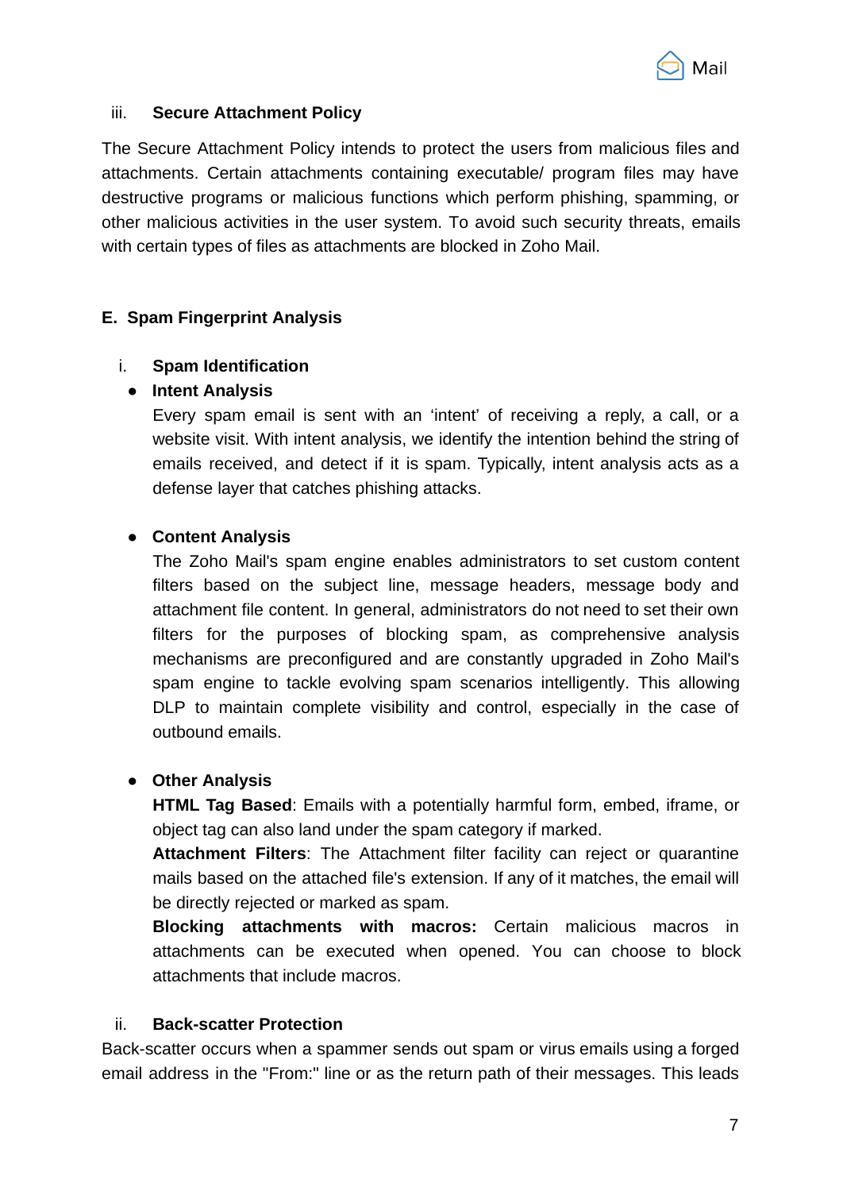### iii. Secure Attachment Policy

The Secure Attachment Policy intends to protect the users from malicious files and attachments. Certain attachments containing executable/ program files may have destructive programs or malicious functions which perform phishing, spamming, or other malicious activities in the user system. To avoid such security threats, emails with certain types of files as attachments are blocked in Zoho Mail.

## E. Spam Fingerprint Analysis

### i. Spam Identification

- **Intent Analysis**

  Every spam email is sent with an 'intent' of receiving a reply, a call, or a website visit. With intent analysis, we identify the intention behind the string of emails received, and detect if it is spam. Typically, intent analysis acts as a defense layer that catches phishing attacks.

- **Content Analysis**

  The Zoho Mail's spam engine enables administrators to set custom content filters based on the subject line, message headers, message body and attachment file content. In general, administrators do not need to set their own filters for the purposes of blocking spam, as comprehensive analysis mechanisms are preconfigured and are constantly upgraded in Zoho Mail's spam engine to tackle evolving spam scenarios intelligently. This allowing DLP to maintain complete visibility and control, especially in the case of outbound emails.

- **Other Analysis**

  **HTML Tag Based**: Emails with a potentially harmful form, embed, iframe, or object tag can also land under the spam category if marked.

  **Attachment Filters**: The Attachment filter facility can reject or quarantine mails based on the attached file's extension. If any of it matches, the email will be directly rejected or marked as spam.

  **Blocking attachments with macros:** Certain malicious macros in attachments can be executed when opened. You can choose to block attachments that include macros.

### ii. Back-scatter Protection

Back-scatter occurs when a spammer sends out spam or virus emails using a forged email address in the "From:" line or as the return path of their messages. This leads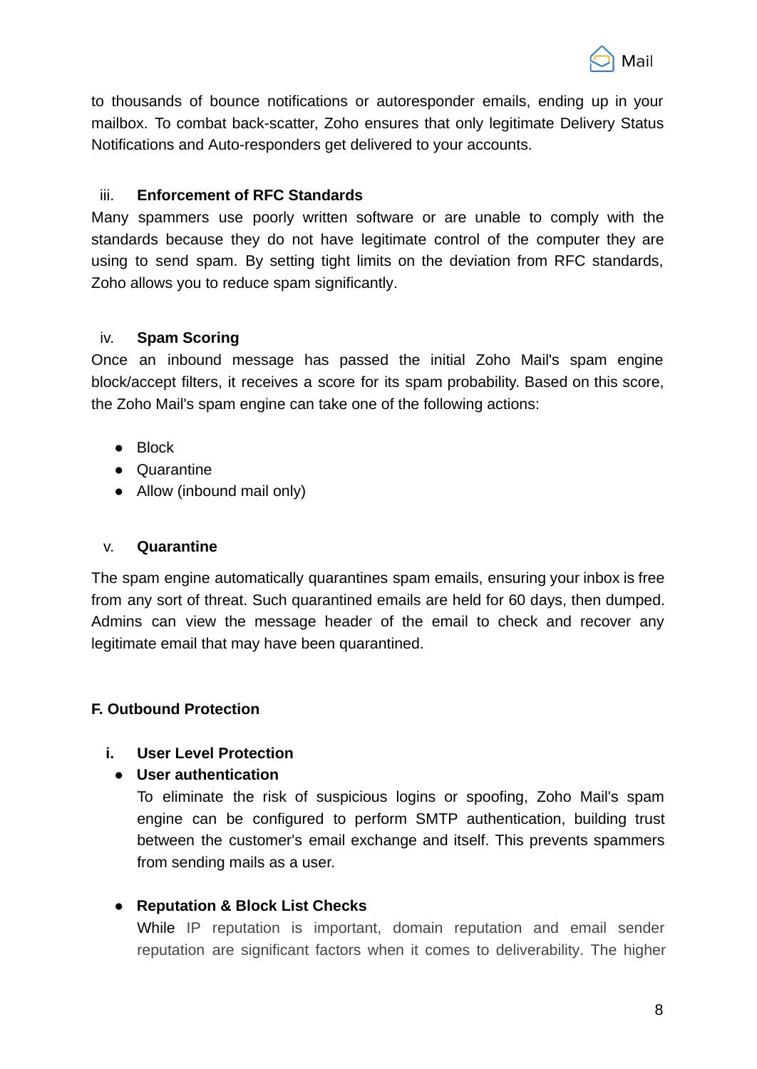to thousands of bounce notifications or autoresponder emails, ending up in your mailbox. To combat back-scatter, Zoho ensures that only legitimate Delivery Status Notifications and Auto-responders get delivered to your accounts.

iii. **Enforcement of RFC Standards**

Many spammers use poorly written software or are unable to comply with the standards because they do not have legitimate control of the computer they are using to send spam. By setting tight limits on the deviation from RFC standards, Zoho allows you to reduce spam significantly.

iv. **Spam Scoring**

Once an inbound message has passed the initial Zoho Mail's spam engine block/accept filters, it receives a score for its spam probability. Based on this score, the Zoho Mail's spam engine can take one of the following actions:

- Block
- Quarantine
- Allow (inbound mail only)

v. **Quarantine**

The spam engine automatically quarantines spam emails, ensuring your inbox is free from any sort of threat. Such quarantined emails are held for 60 days, then dumped. Admins can view the message header of the email to check and recover any legitimate email that may have been quarantined.

## F. Outbound Protection

**i. User Level Protection**

- **User authentication**

  To eliminate the risk of suspicious logins or spoofing, Zoho Mail's spam engine can be configured to perform SMTP authentication, building trust between the customer's email exchange and itself. This prevents spammers from sending mails as a user.

- **Reputation & Block List Checks**

  While IP reputation is important, domain reputation and email sender reputation are significant factors when it comes to deliverability. The higher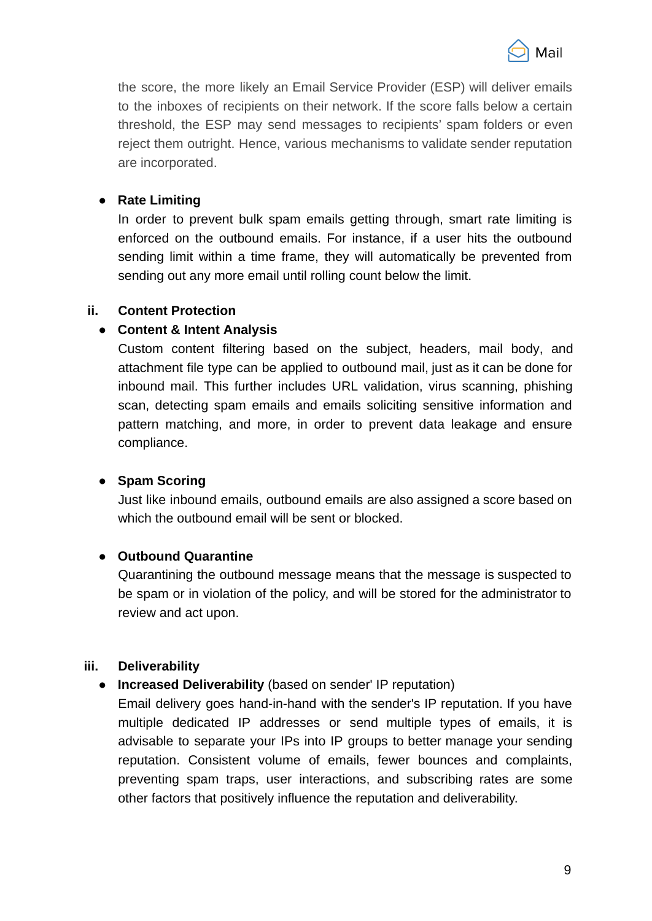the score, the more likely an Email Service Provider (ESP) will deliver emails to the inboxes of recipients on their network. If the score falls below a certain threshold, the ESP may send messages to recipients' spam folders or even reject them outright. Hence, various mechanisms to validate sender reputation are incorporated.

- **Rate Limiting**
  In order to prevent bulk spam emails getting through, smart rate limiting is enforced on the outbound emails. For instance, if a user hits the outbound sending limit within a time frame, they will automatically be prevented from sending out any more email until rolling count below the limit.

### ii. Content Protection

- **Content & Intent Analysis**
  Custom content filtering based on the subject, headers, mail body, and attachment file type can be applied to outbound mail, just as it can be done for inbound mail. This further includes URL validation, virus scanning, phishing scan, detecting spam emails and emails soliciting sensitive information and pattern matching, and more, in order to prevent data leakage and ensure compliance.

- **Spam Scoring**
  Just like inbound emails, outbound emails are also assigned a score based on which the outbound email will be sent or blocked.

- **Outbound Quarantine**
  Quarantining the outbound message means that the message is suspected to be spam or in violation of the policy, and will be stored for the administrator to review and act upon.

### iii. Deliverability

- **Increased Deliverability** (based on sender' IP reputation)
  Email delivery goes hand-in-hand with the sender's IP reputation. If you have multiple dedicated IP addresses or send multiple types of emails, it is advisable to separate your IPs into IP groups to better manage your sending reputation. Consistent volume of emails, fewer bounces and complaints, preventing spam traps, user interactions, and subscribing rates are some other factors that positively influence the reputation and deliverability.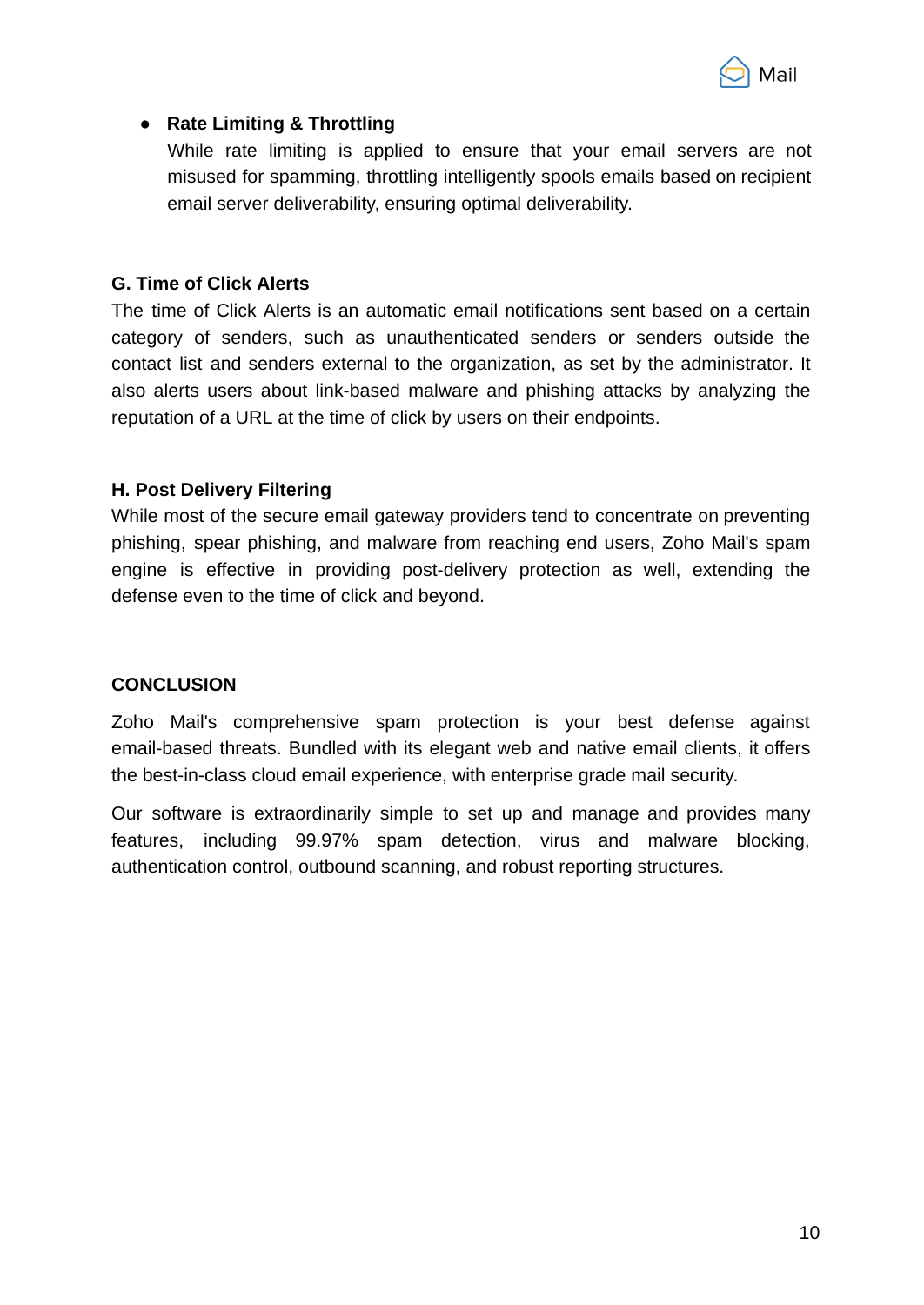- **Rate Limiting & Throttling**
  While rate limiting is applied to ensure that your email servers are not misused for spamming, throttling intelligently spools emails based on recipient email server deliverability, ensuring optimal deliverability.

### G. Time of Click Alerts

The time of Click Alerts is an automatic email notifications sent based on a certain category of senders, such as unauthenticated senders or senders outside the contact list and senders external to the organization, as set by the administrator. It also alerts users about link-based malware and phishing attacks by analyzing the reputation of a URL at the time of click by users on their endpoints.

### H. Post Delivery Filtering

While most of the secure email gateway providers tend to concentrate on preventing phishing, spear phishing, and malware from reaching end users, Zoho Mail's spam engine is effective in providing post-delivery protection as well, extending the defense even to the time of click and beyond.

## CONCLUSION

Zoho Mail's comprehensive spam protection is your best defense against email-based threats. Bundled with its elegant web and native email clients, it offers the best-in-class cloud email experience, with enterprise grade mail security.

Our software is extraordinarily simple to set up and manage and provides many features, including 99.97% spam detection, virus and malware blocking, authentication control, outbound scanning, and robust reporting structures.